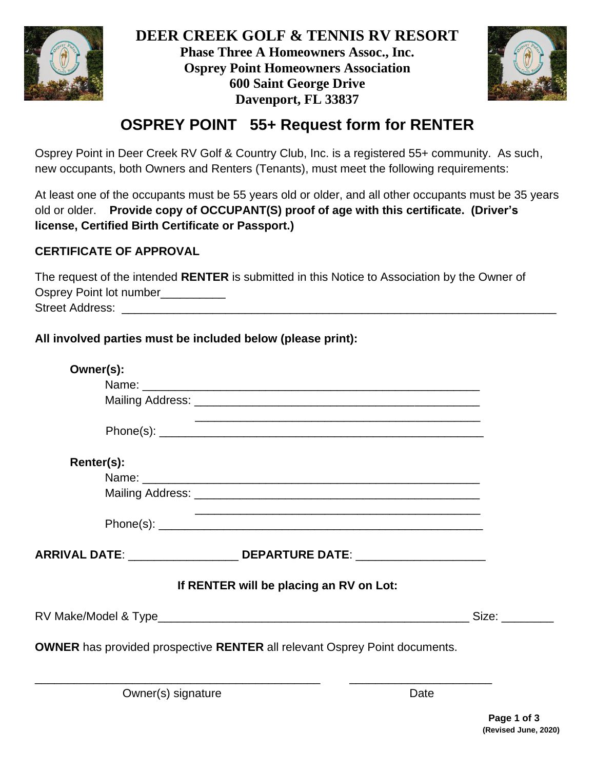# DEER CREEK GOLF & TENNIS RV RESORT

**Phase Three A Homeowners Assoc., Inc.**
**Osprey Point Homeowners Association**
**600 Saint George Drive**
**Davenport, FL 33837**

## OSPREY POINT 55+ Request form for RENTER

Osprey Point in Deer Creek RV Golf & Country Club, Inc. is a registered 55+ community. As such, new occupants, both Owners and Renters (Tenants), must meet the following requirements:

At least one of the occupants must be 55 years old or older, and all other occupants must be 35 years old or older. **Provide copy of OCCUPANT(S) proof of age with this certificate. (Driver's license, Certified Birth Certificate or Passport.)**

**CERTIFICATE OF APPROVAL**

The request of the intended **RENTER** is submitted in this Notice to Association by the Owner of Osprey Point lot number__________
Street Address: ____________________________________________________________________

**All involved parties must be included below (please print):**

**Owner(s):**

Name: _______________________________________________________

Mailing Address: ______________________________________________

______________________________________________

Phone(s): ____________________________________________________

**Renter(s):**

Name: _______________________________________________________

Mailing Address: ______________________________________________

______________________________________________

Phone(s): ____________________________________________________

**ARRIVAL DATE**: _________________ **DEPARTURE DATE**: ____________________

**If RENTER will be placing an RV on Lot:**

RV Make/Model & Type__________________________________________________ Size: ________

**OWNER** has provided prospective **RENTER** all relevant Osprey Point documents.

_____________________________________________ ______________________

Owner(s) signature Date

(Revised June, 2020)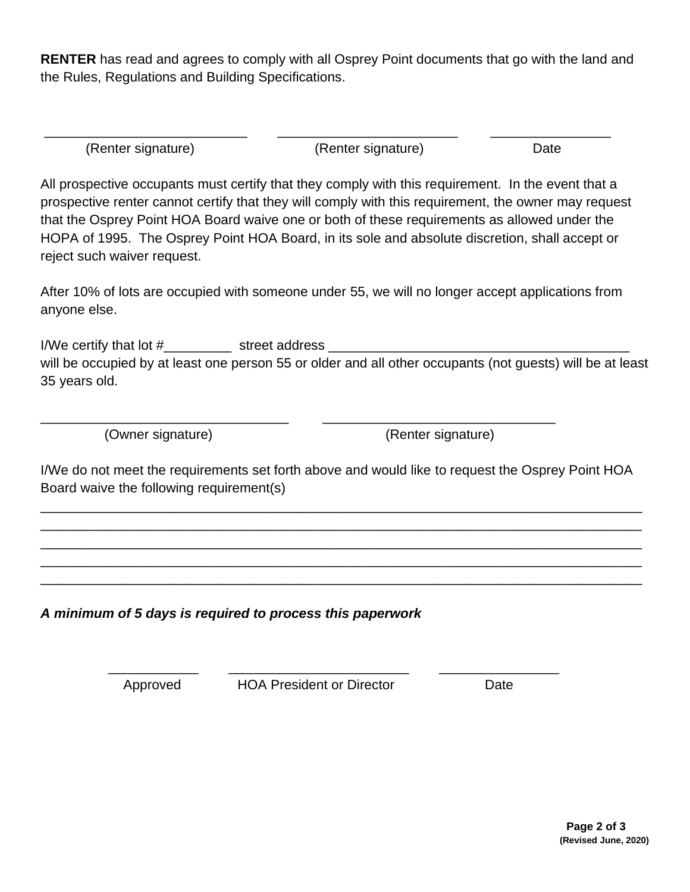**RENTER** has read and agrees to comply with all Osprey Point documents that go with the land and the Rules, Regulations and Building Specifications.

___________________________ ________________________ ________________
(Renter signature) (Renter signature) Date

All prospective occupants must certify that they comply with this requirement. In the event that a prospective renter cannot certify that they will comply with this requirement, the owner may request that the Osprey Point HOA Board waive one or both of these requirements as allowed under the HOPA of 1995. The Osprey Point HOA Board, in its sole and absolute discretion, shall accept or reject such waiver request.

After 10% of lots are occupied with someone under 55, we will no longer accept applications from anyone else.

I/We certify that lot #_________ street address ________________________________________ will be occupied by at least one person 55 or older and all other occupants (not guests) will be at least 35 years old.

_________________________________ _______________________________
(Owner signature) (Renter signature)

I/We do not meet the requirements set forth above and would like to request the Osprey Point HOA Board waive the following requirement(s)

_________________________________________________________________________________
_________________________________________________________________________________
_________________________________________________________________________________
_________________________________________________________________________________
_________________________________________________________________________________

***A minimum of 5 days is required to process this paperwork***

____________ ________________________ ________________
Approved HOA President or Director Date

**(Revised June, 2020)**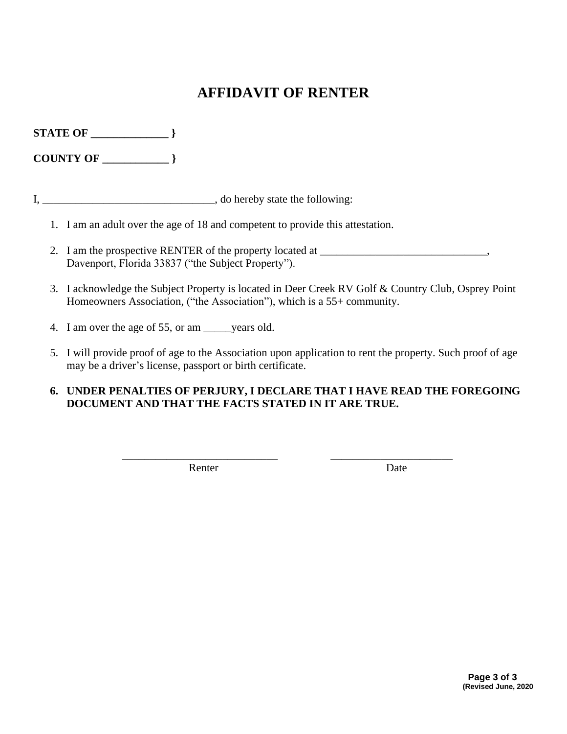# AFFIDAVIT OF RENTER

**STATE OF _____________ }**

**COUNTY OF ___________ }**

I, _______________________________, do hereby state the following:

1. I am an adult over the age of 18 and competent to provide this attestation.
2. I am the prospective RENTER of the property located at ______________________________, Davenport, Florida 33837 ("the Subject Property").
3. I acknowledge the Subject Property is located in Deer Creek RV Golf & Country Club, Osprey Point Homeowners Association, ("the Association"), which is a 55+ community.
4. I am over the age of 55, or am _____years old.
5. I will provide proof of age to the Association upon application to rent the property. Such proof of age may be a driver's license, passport or birth certificate.
6. **UNDER PENALTIES OF PERJURY, I DECLARE THAT I HAVE READ THE FOREGOING DOCUMENT AND THAT THE FACTS STATED IN IT ARE TRUE.**

___________________________ Renter

______________________ Date

(Revised June, 2020